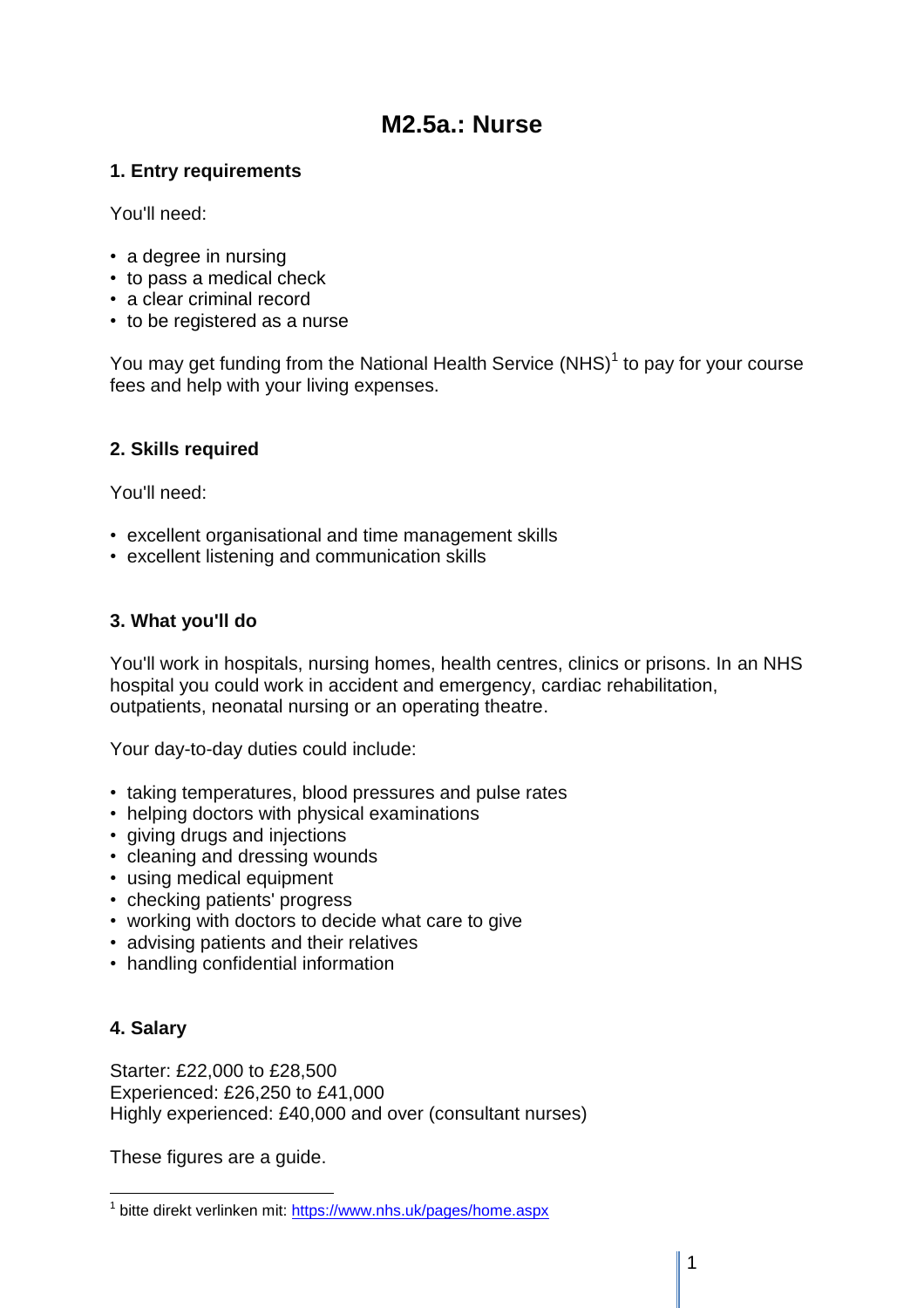# M2.5a.: Nurse

## 1. Entry requirements

You'll need:

- a degree in nursing
- to pass a medical check
- a clear criminal record
- to be registered as a nurse

You may get funding from the National Health Service (NHS)[1] to pay for your course fees and help with your living expenses.

## 2. Skills required

You'll need:

- excellent organisational and time management skills
- excellent listening and communication skills

## 3. What you'll do

You'll work in hospitals, nursing homes, health centres, clinics or prisons. In an NHS hospital you could work in accident and emergency, cardiac rehabilitation, outpatients, neonatal nursing or an operating theatre.

Your day-to-day duties could include:

- taking temperatures, blood pressures and pulse rates
- helping doctors with physical examinations
- giving drugs and injections
- cleaning and dressing wounds
- using medical equipment
- checking patients' progress
- working with doctors to decide what care to give
- advising patients and their relatives
- handling confidential information

## 4. Salary

Starter: £22,000 to £28,500
Experienced: £26,250 to £41,000
Highly experienced: £40,000 and over (consultant nurses)

These figures are a guide.

---

[1] bitte direkt verlinken mit: https://www.nhs.uk/pages/home.aspx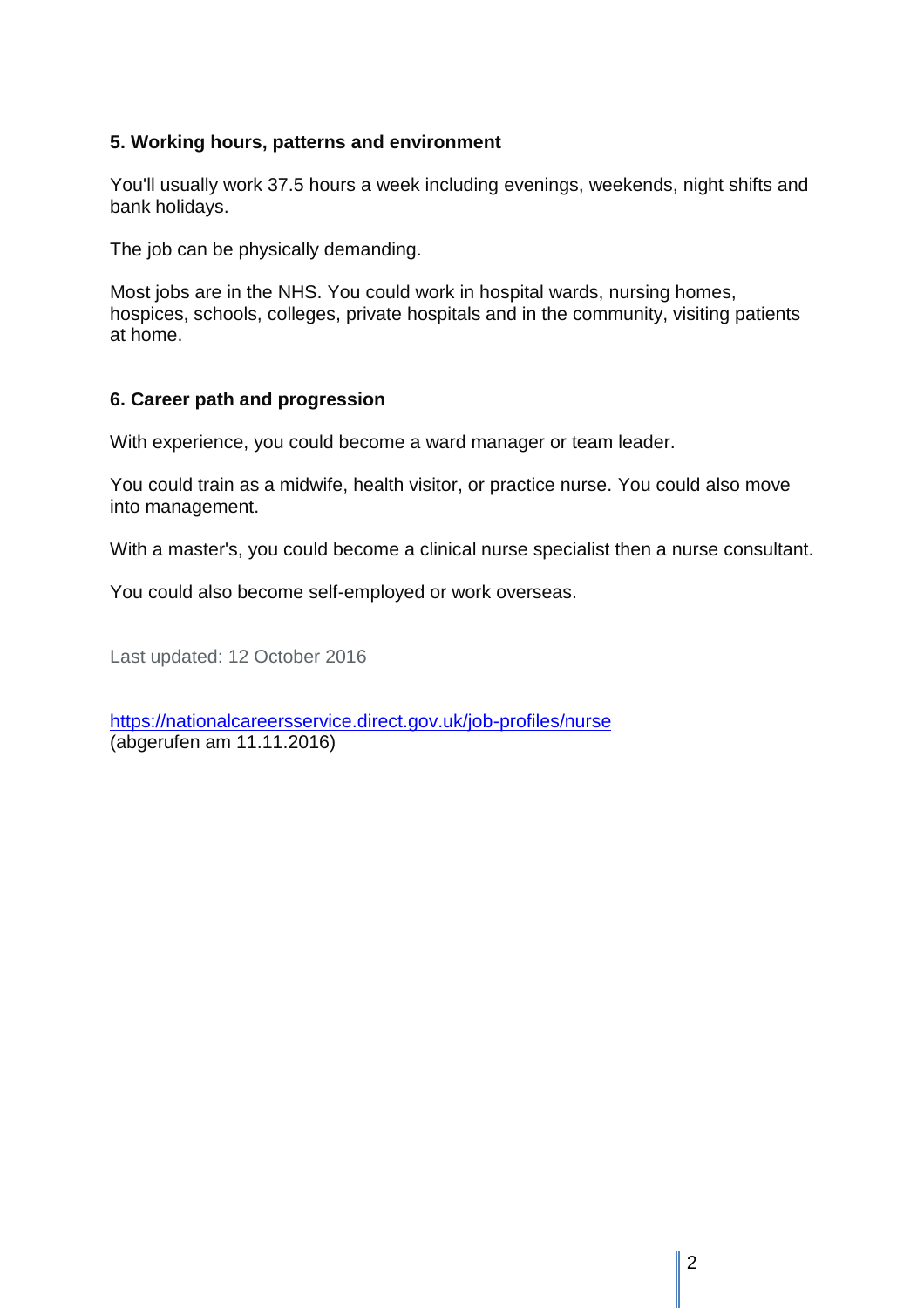### 5. Working hours, patterns and environment

You'll usually work 37.5 hours a week including evenings, weekends, night shifts and bank holidays.

The job can be physically demanding.

Most jobs are in the NHS. You could work in hospital wards, nursing homes, hospices, schools, colleges, private hospitals and in the community, visiting patients at home.

### 6. Career path and progression

With experience, you could become a ward manager or team leader.

You could train as a midwife, health visitor, or practice nurse. You could also move into management.

With a master's, you could become a clinical nurse specialist then a nurse consultant.

You could also become self-employed or work overseas.

Last updated: 12 October 2016

https://nationalcareersservice.direct.gov.uk/job-profiles/nurse
(abgerufen am 11.11.2016)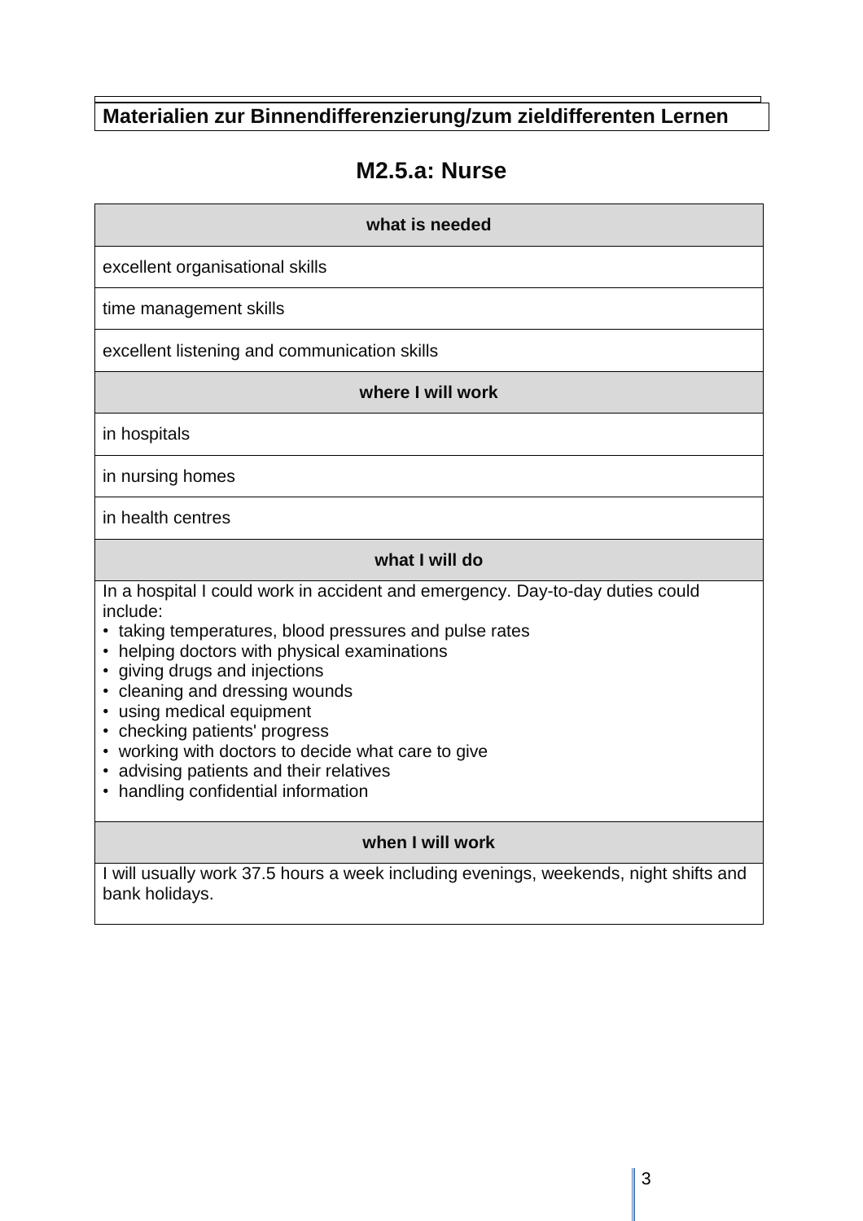**Materialien zur Binnendifferenzierung/zum zieldifferenten Lernen**

# M2.5.a: Nurse

| what is needed |
|---|
| excellent organisational skills |
| time management skills |
| excellent listening and communication skills |
| **where I will work** |
| in hospitals |
| in nursing homes |
| in health centres |
| **what I will do** |
| In a hospital I could work in accident and emergency. Day-to-day duties could include:<br>• taking temperatures, blood pressures and pulse rates<br>• helping doctors with physical examinations<br>• giving drugs and injections<br>• cleaning and dressing wounds<br>• using medical equipment<br>• checking patients' progress<br>• working with doctors to decide what care to give<br>• advising patients and their relatives<br>• handling confidential information |
| **when I will work** |
| I will usually work 37.5 hours a week including evenings, weekends, night shifts and bank holidays. |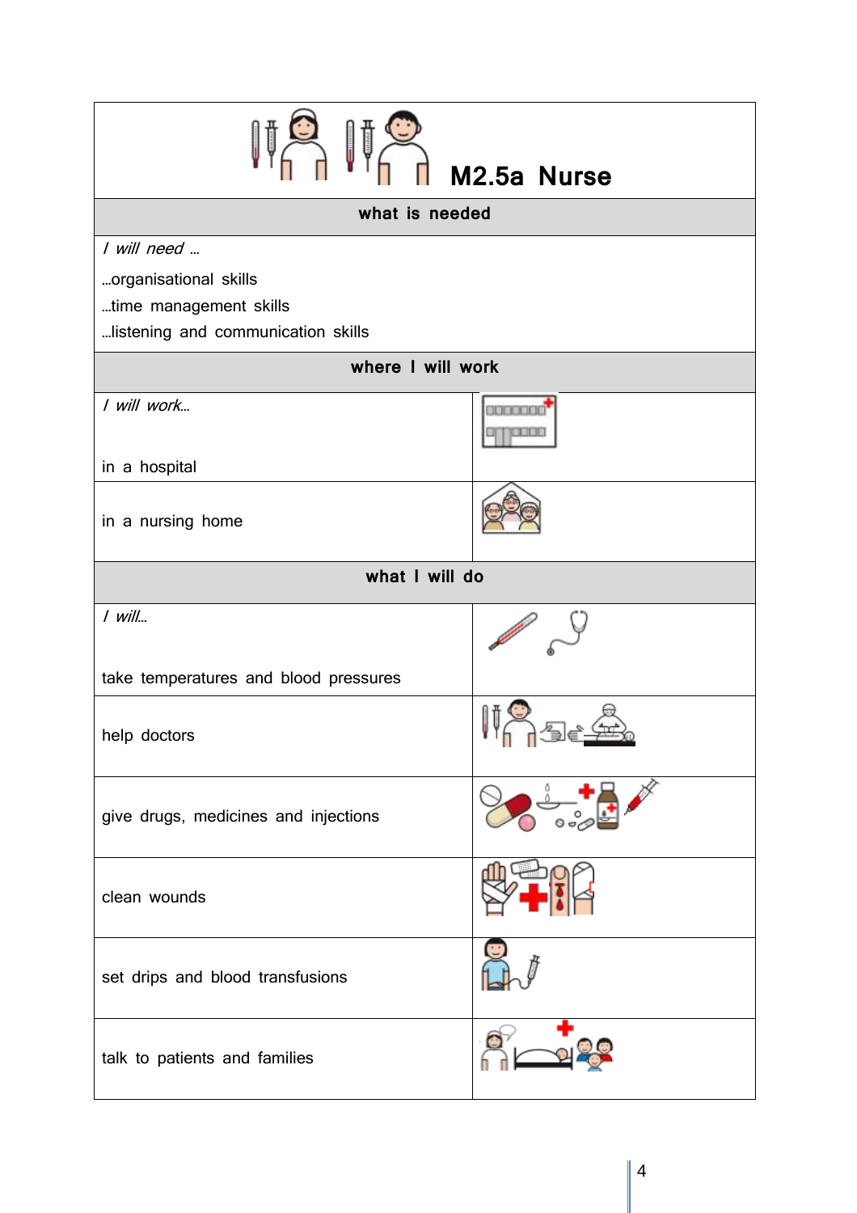# M2.5a Nurse

## what is needed

*I will need …*

…organisational skills

…time management skills

…listening and communication skills

## where I will work

| | |
|---|---|
| *I will work…* | |
| in a hospital | |
| in a nursing home | |

## what I will do

| | |
|---|---|
| *I will…* | |
| take temperatures and blood pressures | |
| help doctors | |
| give drugs, medicines and injections | |
| clean wounds | |
| set drips and blood transfusions | |
| talk to patients and families | |